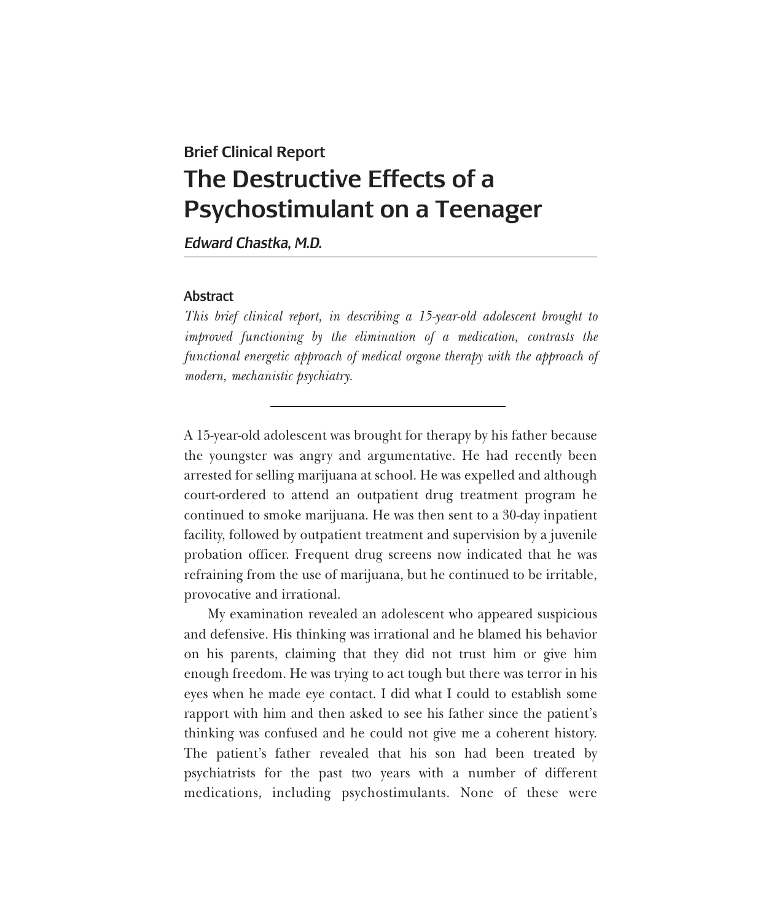**Brief Clinical Report**

# The Destructive Effects of a Psychostimulant on a Teenager

*Edward Chastka, M.D.*

## Abstract

*This brief clinical report, in describing a 15-year-old adolescent brought to improved functioning by the elimination of a medication, contrasts the functional energetic approach of medical orgone therapy with the approach of modern, mechanistic psychiatry.*

---

A 15-year-old adolescent was brought for therapy by his father because the youngster was angry and argumentative. He had recently been arrested for selling marijuana at school. He was expelled and although court-ordered to attend an outpatient drug treatment program he continued to smoke marijuana. He was then sent to a 30-day inpatient facility, followed by outpatient treatment and supervision by a juvenile probation officer. Frequent drug screens now indicated that he was refraining from the use of marijuana, but he continued to be irritable, provocative and irrational.

My examination revealed an adolescent who appeared suspicious and defensive. His thinking was irrational and he blamed his behavior on his parents, claiming that they did not trust him or give him enough freedom. He was trying to act tough but there was terror in his eyes when he made eye contact. I did what I could to establish some rapport with him and then asked to see his father since the patient's thinking was confused and he could not give me a coherent history. The patient's father revealed that his son had been treated by psychiatrists for the past two years with a number of different medications, including psychostimulants. None of these were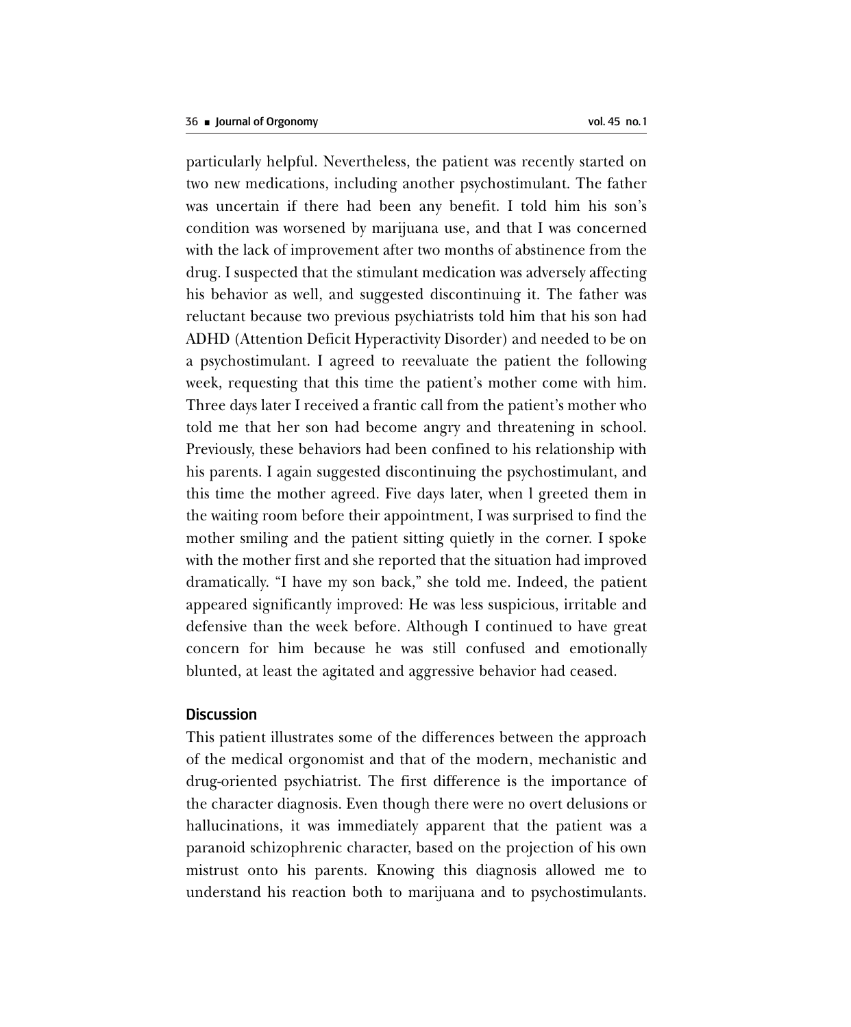particularly helpful. Nevertheless, the patient was recently started on two new medications, including another psychostimulant. The father was uncertain if there had been any benefit. I told him his son's condition was worsened by marijuana use, and that I was concerned with the lack of improvement after two months of abstinence from the drug. I suspected that the stimulant medication was adversely affecting his behavior as well, and suggested discontinuing it. The father was reluctant because two previous psychiatrists told him that his son had ADHD (Attention Deficit Hyperactivity Disorder) and needed to be on a psychostimulant. I agreed to reevaluate the patient the following week, requesting that this time the patient's mother come with him. Three days later I received a frantic call from the patient's mother who told me that her son had become angry and threatening in school. Previously, these behaviors had been confined to his relationship with his parents. I again suggested discontinuing the psychostimulant, and this time the mother agreed. Five days later, when I greeted them in the waiting room before their appointment, I was surprised to find the mother smiling and the patient sitting quietly in the corner. I spoke with the mother first and she reported that the situation had improved dramatically. "I have my son back," she told me. Indeed, the patient appeared significantly improved: He was less suspicious, irritable and defensive than the week before. Although I continued to have great concern for him because he was still confused and emotionally blunted, at least the agitated and aggressive behavior had ceased.

## Discussion

This patient illustrates some of the differences between the approach of the medical orgonomist and that of the modern, mechanistic and drug-oriented psychiatrist. The first difference is the importance of the character diagnosis. Even though there were no overt delusions or hallucinations, it was immediately apparent that the patient was a paranoid schizophrenic character, based on the projection of his own mistrust onto his parents. Knowing this diagnosis allowed me to understand his reaction both to marijuana and to psychostimulants.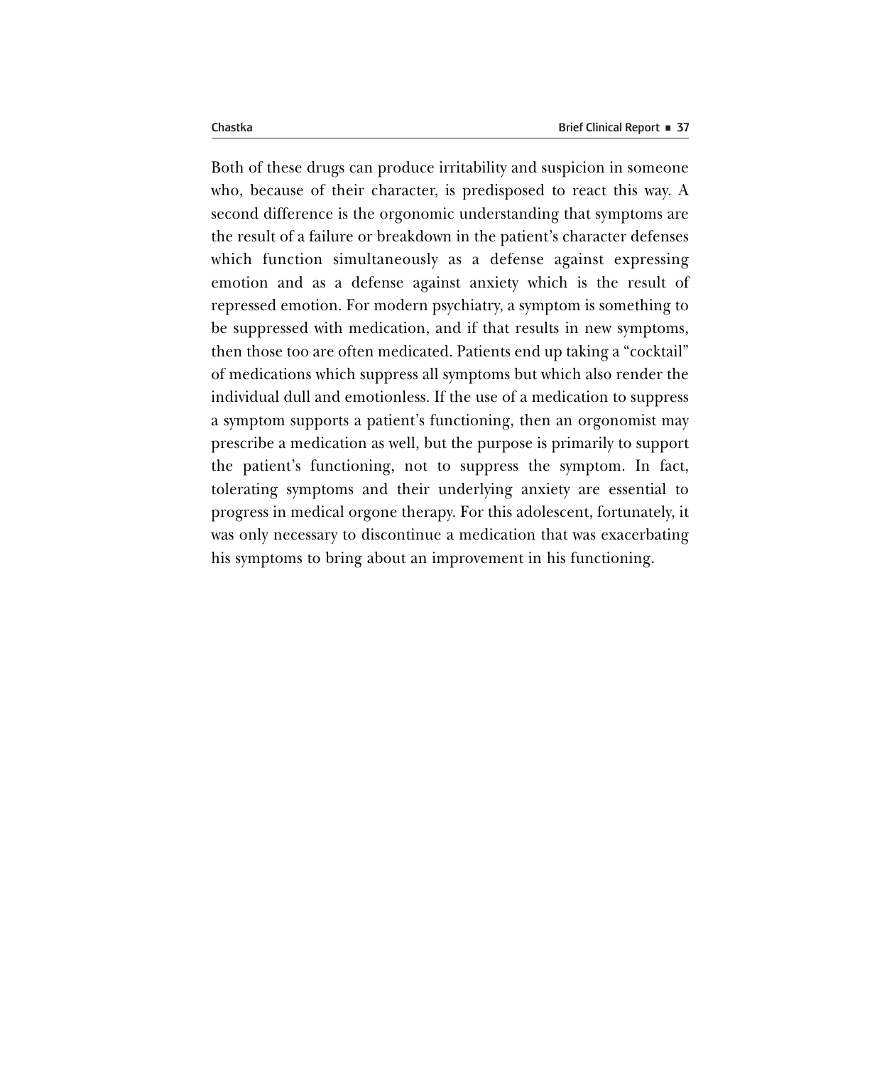Both of these drugs can produce irritability and suspicion in someone who, because of their character, is predisposed to react this way. A second difference is the orgonomic understanding that symptoms are the result of a failure or breakdown in the patient's character defenses which function simultaneously as a defense against expressing emotion and as a defense against anxiety which is the result of repressed emotion. For modern psychiatry, a symptom is something to be suppressed with medication, and if that results in new symptoms, then those too are often medicated. Patients end up taking a "cocktail" of medications which suppress all symptoms but which also render the individual dull and emotionless. If the use of a medication to suppress a symptom supports a patient's functioning, then an orgonomist may prescribe a medication as well, but the purpose is primarily to support the patient's functioning, not to suppress the symptom. In fact, tolerating symptoms and their underlying anxiety are essential to progress in medical orgone therapy. For this adolescent, fortunately, it was only necessary to discontinue a medication that was exacerbating his symptoms to bring about an improvement in his functioning.